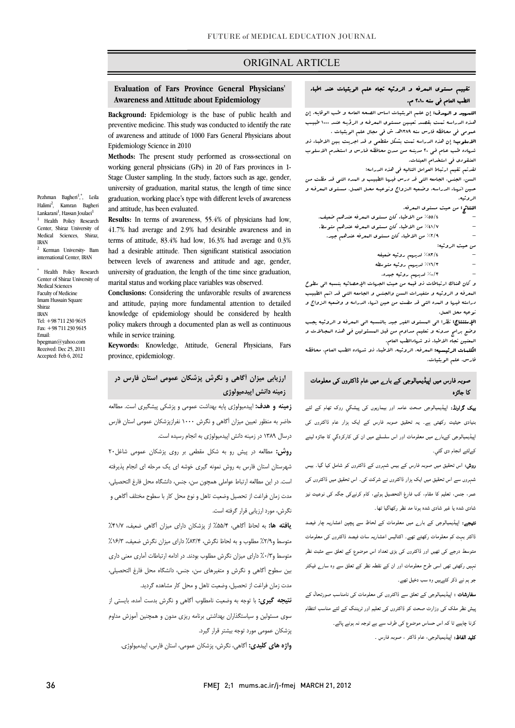ORIGINAL ARTICLE

# Evaluation of Fars Province General Physicians' Awareness and Attitude about Epidemiology

Pezhman Bagheri[1,*], Leila Halimi[2], Kamran Bagheri Lankarani[1], Hassan Joulaei[1]

[1] Health Policy Research Center, Shiraz University of Medical Sciences, Shiraz, IRAN

[2] Kerman University- Bam international Center, IRAN

[*] Health Policy Research Center of Shiraz University of Medical Sciences
Faculty of Medicine
Imam Hussain Square
Shiraz
IRAN
Tel: +98 711 230 9615
Fax: +98 711 230 9615
Email: bpegman@yahoo.com
Received: Dec 25, 2011
Accepted: Feb 6, 2012

**Background:** Epidemiology is the base of public health and preventive medicine. This study was conducted to identify the rate of awareness and attitude of 1000 Fars General Physicians about Epidemiology Science in 2010

**Methods:** The present study performed as cross-sectional on working general physicians (GPs) in 20 of Fars provinces in 1-Stage Cluster sampling. In the study, factors such as age, gender, university of graduation, marital status, the length of time since graduation, working place's type with different levels of awareness and attitude, has been evaluated.

**Results:** In terms of awareness, 55.4% of physicians had low, 41.7% had average and 2.9% had desirable awareness and in terms of attitude, 83.4% had low, 16.3% had average and 0.3% had a desirable attitude. Then significant statistical association between levels of awareness and attitude and age, gender, university of graduation, the length of the time since graduation, marital status and working place variables was observed.

**Conclusions:** Considering the unfavorable results of awareness and attitude, paying more fundamental attention to detailed knowledge of epidemiology should be considered by health policy makers through a documented plan as well as continuous while in service training.

**Keywords:** Knowledge, Attitude, General Physicians, Fars province, epidemiology.

## ارزیابی میزان آگاهی و نگرش پزشکان عمومی استان فارس در زمینه دانش اپیدمیولوژی

**زمینه و هدف:** اپیدمیولوژی پایه بهداشت عمومی و پزشکی پیشگیری است. مطالعه حاضر به منظور تعیین میزان آگاهی و نگرش ۱۰۰۰ نفرازپزشکان عمومی استان فارس درسال ۱۳۸۹ در زمینه دانش اپیدمیولوژی به انجام رسیده است.

**روش:** مطالعه در پیش رو به شکل مقطعی بر روی پزشکان عمومی شاغل۲۰ شهرستان استان فارس به روش نمونه گیری خوشه ای یک مرحله ای انجام پذیرفته است. در این مطالعه ارتباط عواملی همچون سن، جنس، دانشگاه محل فارغ التحصیلی، مدت زمان فراغت از تحصیل وضعیت تاهل و نوع محل کار با سطوح مختلف آگاهی و نگرش، مورد ارزیابی قرار گرفته است.

**یافته ها:** به لحاظ آگاهی، ۵۵/۴٪ از پزشکان دارای میزان آگاهی ضعیف، ۴۱/۷٪ متوسط و۲/۹٪ مطلوب و به لحاظ نگرش، ۸۳/۴٪ دارای میزان نگرش ضعیف، ۱۶/۳٪ متوسط و۰/۳٪ دارای میزان نگرش مطلوب بودند. در ادامه ارتباطات آماری معنی داری بین سطوح آگاهی و نگرش و متغیرهای سن، جنس، دانشگاه محل فارغ التحصیلی، مدت زمان فراغت از تحصیل، وضعیت تاهل و محل کار مشاهده گردید.

**نتیجه گیری:** با توجه به وضعیت نامطلوب آگاهی و نگرش بدست آمده، بایستی از سوی مسئولین و سیاستگذاران بهداشتی برنامه ریزی مدون و همچنین آموزش مداوم پزشکان عمومی مورد توجه بیشتر قرار گیرد.

**واژه های کلیدی:** آگاهی، نگرش، پزشکان عمومی، استان فارس، اپیدمیولوژی.

## تقييم مستوى المعرفه و الرؤيه تجاه علم الوبئيات عند اطباء الطب العام في سنه ۲۰۱۰ م.

**التمهيد و الهدف:** إن علم الوبئيات اساس الصحه العامه و طب الوقايه. إن هذه الدراسه تمت بقصد تعيين مستوى المعرفه و الرؤيه عند ۱۰۰۰ طبيب عمومي في محافظه فارس سنه ۱۳۸۹هـ. ش في مجال علم الوبئيات .

**الاسلوب:** إن هذه الدراسه تمت بشكل مقطعي و قد اجريت بين الاطباء ذو شهاده طب عام في ۲۰ مدينه من مدن محافظه فارس و استخدم الاسلوب العنقودي في استخدام العينات.

لقدتم تقييم ارتباط العوامل التاليه في هذه الدراسه:

السن، الجنس، الجامعه التي قد درس فيها الطبيب و المده التي قد مظت من حين انهاء الدراسه، وضعيه الزواج ونوعيه محل العمل، مستوى المعرفه و الرؤيه.

**النتائج:** من حيث مستوى المعرفه.

- ۵۵/٤٪ من الاطباء كان مستوى المعرفه عندهم ضعيف.
- ٤۱/۷٪ من الاطباء كان مستوى المعرفه عندهم متوسط.
- ۲/۹٪ من الاطباء كان مستوى المعرفه عندهم جيد.

من حيث الرؤيه:

- ۸۳/٤٪ لديهم رؤيه ضعيفه
- ۱٦/۳٪ لديهم رؤيه متوسطه
- ۰/۳٪ لديهم رؤيه جيده.

و كان هنالك ارتباطات ذو قيمه من حيث الجهات الاحصائيه بنسبه الي سطوح المعرفه و الرؤيه و متغيرات السن والجنس و الجامعه التي قد اتم الطبيب دراسته فيها و المده التي قد مظت من حين انهاء الدراسه و وضعيه الزواج و نوعيه محل العمل.

**الإستنتاج:** نظرا الي المستوى الغير جيد بالنسبه الي المعرفه و الرؤيه يجب وضع برامج مدونه و تعليم مداوم من قبل المسئولين في هذه المجالات و المعنيين تجاه الاطباء ذو شهادهالطب العام.

**الكلمات الرئيسيه:** المعرفه، الرؤيه، الاطباء ذو شهاده الطب العام، محافظه فارس، علم الوبئيات.

## صوبہ فارس میں اپیڈیمیالوجی کے بارے میں عام ڈاکٹروں کی معلومات کا جائزہ

**بیک گراونڈ:** اپیڈیمیالوجی صحت عامہ اور بیماریوں کی پیشگي روک تھام کے لئے بنیادی حیثیت رکھتی ہے۔ یہ تحقیق صوبہ فارس کے ایک ہزار عام ڈاکٹروں کی اپیڈیمیالوجی کےبارے میں معلومات اور اس سلسلے میں ان کی کارکردگي کا جائزہ لینے کےلئے انجام دی گئي۔

**روش:** اس تحقیق میں صوبہ فارس کے بیس شہروں کے ڈاکٹروں کو شامل کیا گيا۔ بیس شہروں سے اس تحقیق میں ایک ہزار ڈاکٹروں نے شرکت کی۔ اس تحقیق میں ڈاکٹروں کی عمر، جنس، تعلیم کا مقام، کب فارغ التحصیل ہوئے، کام کرنےکی جگہ کی نوعیت نیز شادی شدہ یا غیر شادی شدہ ہونا مد نظر رکھاگيا تھا۔

**نتیجے:** اپیڈیمیالوجی کے بارے میں معلومات کے لحاظ سے پچپن اعشاریہ چار فیصد ڈاکٹر بہت کم معلومات رکھتے تھے۔ اکتالیس اعشاریہ سات فیصد ڈاکٹروں کی معلومات متوسط درجے کی تھیں اور ڈاکٹروں کی بڑی تعداد اس موضوع کے تعلق سے مثبت نظر نہیں رکھتی تھی اسی طرح معلومات اور ان کے نقطہ نظر کے تعلق سے وہ سارے فیکٹر جو ہم نے ذکر کئےہیں وہ سب دخیل تھے۔

**سفارشات :** اپیڈیمیالوجی کے تعلق سے ڈاکٹروں کی معلومات کی نامناسب صورتحال کے پیش نظر ملک کی وزارت صحت کو ڈاکٹروں کی تعلیم اور ٹریننگ کے لئے مناسب انتظام کرنا چاہیے تا کہ اس حساس موضوع کی طرف سے توجہ نہ ہونے پائے۔

**کلید الفاظ:** اپیڈیمیالوجی، عام ڈاکٹر ، صوبہ فارس ۔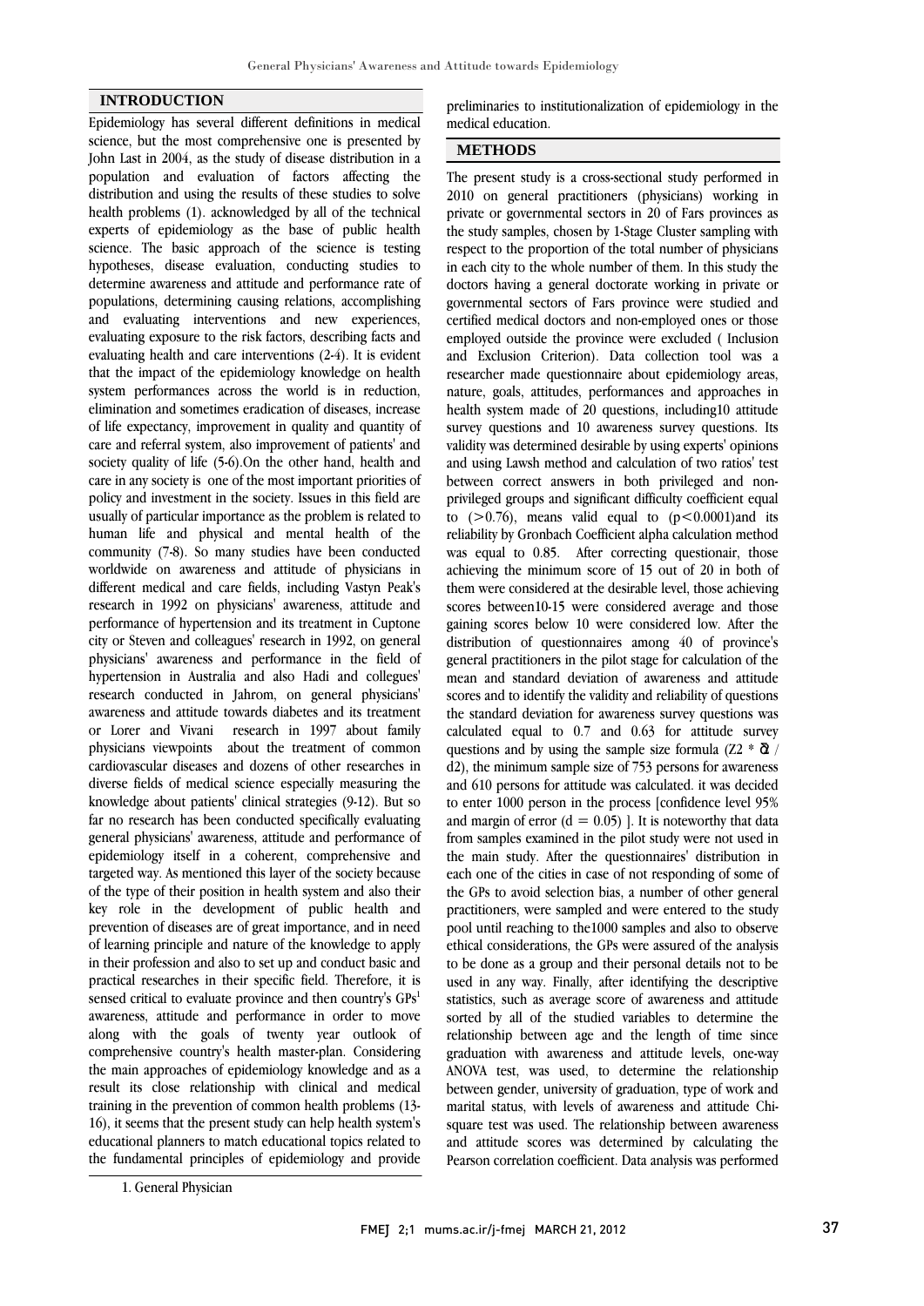## INTRODUCTION

Epidemiology has several different definitions in medical science, but the most comprehensive one is presented by John Last in 2004, as the study of disease distribution in a population and evaluation of factors affecting the distribution and using the results of these studies to solve health problems (1). acknowledged by all of the technical experts of epidemiology as the base of public health science. The basic approach of the science is testing hypotheses, disease evaluation, conducting studies to determine awareness and attitude and performance rate of populations, determining causing relations, accomplishing and evaluating interventions and new experiences, evaluating exposure to the risk factors, describing facts and evaluating health and care interventions (2-4). It is evident that the impact of the epidemiology knowledge on health system performances across the world is in reduction, elimination and sometimes eradication of diseases, increase of life expectancy, improvement in quality and quantity of care and referral system, also improvement of patients' and society quality of life (5-6).On the other hand, health and care in any society is one of the most important priorities of policy and investment in the society. Issues in this field are usually of particular importance as the problem is related to human life and physical and mental health of the community (7-8). So many studies have been conducted worldwide on awareness and attitude of physicians in different medical and care fields, including Vastyn Peak's research in 1992 on physicians' awareness, attitude and performance of hypertension and its treatment in Cuptone city or Steven and colleagues' research in 1992, on general physicians' awareness and performance in the field of hypertension in Australia and also Hadi and collegues' research conducted in Jahrom, on general physicians' awareness and attitude towards diabetes and its treatment or Lorer and Vivani research in 1997 about family physicians viewpoints about the treatment of common cardiovascular diseases and dozens of other researches in diverse fields of medical science especially measuring the knowledge about patients' clinical strategies (9-12). But so far no research has been conducted specifically evaluating general physicians' awareness, attitude and performance of epidemiology itself in a coherent, comprehensive and targeted way. As mentioned this layer of the society because of the type of their position in health system and also their key role in the development of public health and prevention of diseases are of great importance, and in need of learning principle and nature of the knowledge to apply in their profession and also to set up and conduct basic and practical researches in their specific field. Therefore, it is sensed critical to evaluate province and then country's GPs[1] awareness, attitude and performance in order to move along with the goals of twenty year outlook of comprehensive country's health master-plan. Considering the main approaches of epidemiology knowledge and as a result its close relationship with clinical and medical training in the prevention of common health problems (13-16), it seems that the present study can help health system's educational planners to match educational topics related to the fundamental principles of epidemiology and provide preliminaries to institutionalization of epidemiology in the medical education.

## METHODS

The present study is a cross-sectional study performed in 2010 on general practitioners (physicians) working in private or governmental sectors in 20 of Fars provinces as the study samples, chosen by 1-Stage Cluster sampling with respect to the proportion of the total number of physicians in each city to the whole number of them. In this study the doctors having a general doctorate working in private or governmental sectors of Fars province were studied and certified medical doctors and non-employed ones or those employed outside the province were excluded ( Inclusion and Exclusion Criterion). Data collection tool was a researcher made questionnaire about epidemiology areas, nature, goals, attitudes, performances and approaches in health system made of 20 questions, including10 attitude survey questions and 10 awareness survey questions. Its validity was determined desirable by using experts' opinions and using Lawsh method and calculation of two ratios' test between correct answers in both privileged and non-privileged groups and significant difficulty coefficient equal to (>0.76), means valid equal to ($p<0.0001$)and its reliability by Gronbach Coefficient alpha calculation method was equal to 0.85. After correcting questionair, those achieving the minimum score of 15 out of 20 in both of them were considered at the desirable level, those achieving scores between10-15 were considered average and those gaining scores below 10 were considered low. After the distribution of questionnaires among 40 of province's general practitioners in the pilot stage for calculation of the mean and standard deviation of awareness and attitude scores and to identify the validity and reliability of questions the standard deviation for awareness survey questions was calculated equal to 0.7 and 0.63 for attitude survey questions and by using the sample size formula ($Z2 * \delta 2 / d2$), the minimum sample size of 753 persons for awareness and 610 persons for attitude was calculated. it was decided to enter 1000 person in the process [confidence level 95% and margin of error ($d = 0.05$) ]. It is noteworthy that data from samples examined in the pilot study were not used in the main study. After the questionnaires' distribution in each one of the cities in case of not responding of some of the GPs to avoid selection bias, a number of other general practitioners, were sampled and were entered to the study pool until reaching to the1000 samples and also to observe ethical considerations, the GPs were assured of the analysis to be done as a group and their personal details not to be used in any way. Finally, after identifying the descriptive statistics, such as average score of awareness and attitude sorted by all of the studied variables to determine the relationship between age and the length of time since graduation with awareness and attitude levels, one-way ANOVA test, was used, to determine the relationship between gender, university of graduation, type of work and marital status, with levels of awareness and attitude Chi-square test was used. The relationship between awareness and attitude scores was determined by calculating the Pearson correlation coefficient. Data analysis was performed

1. General Physician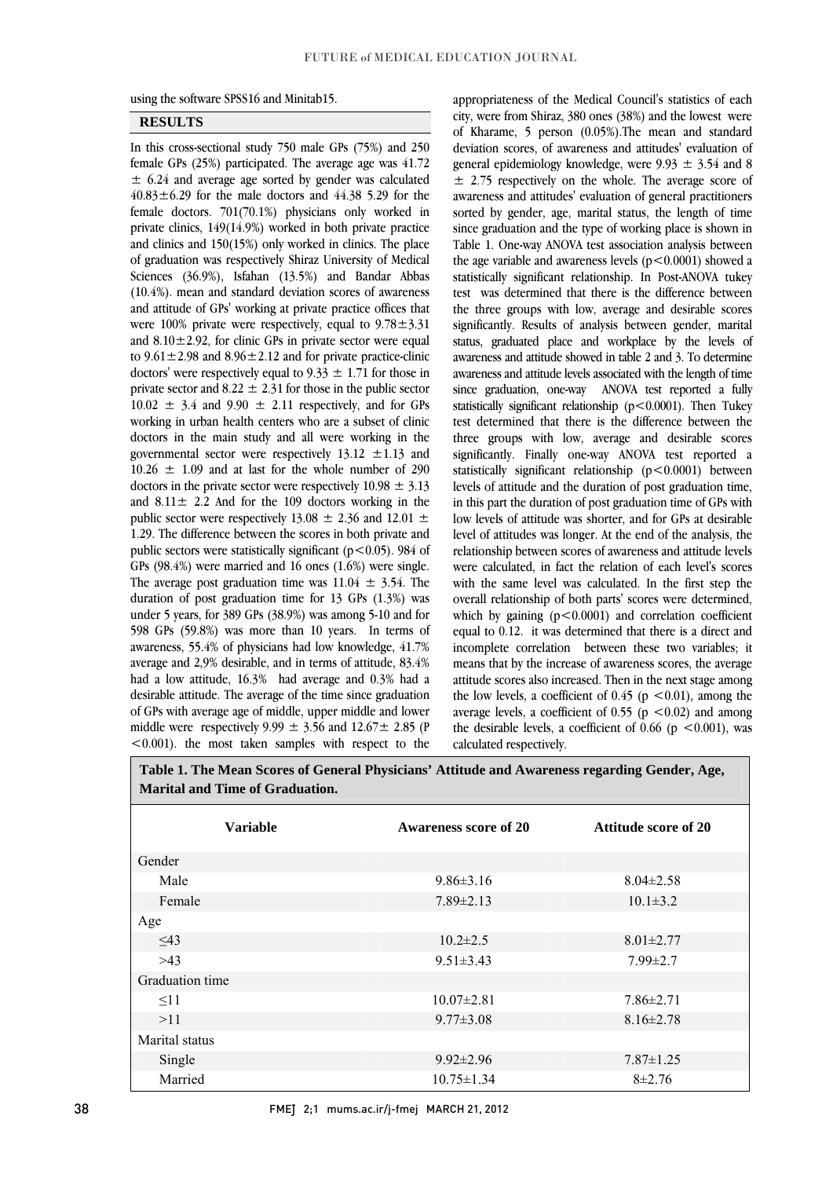using the software SPSS16 and Minitab15.

## RESULTS

In this cross-sectional study 750 male GPs (75%) and 250 female GPs (25%) participated. The average age was 41.72 ± 6.24 and average age sorted by gender was calculated 40.83±6.29 for the male doctors and 44.38 5.29 for the female doctors. 701(70.1%) physicians only worked in private clinics, 149(14.9%) worked in both private practice and clinics and 150(15%) only worked in clinics. The place of graduation was respectively Shiraz University of Medical Sciences (36.9%), Isfahan (13.5%) and Bandar Abbas (10.4%). mean and standard deviation scores of awareness and attitude of GPs' working at private practice offices that were 100% private were respectively, equal to 9.78±3.31 and 8.10±2.92, for clinic GPs in private sector were equal to 9.61±2.98 and 8.96±2.12 and for private practice-clinic doctors' were respectively equal to 9.33 ± 1.71 for those in private sector and 8.22 ± 2.31 for those in the public sector 10.02 ± 3.4 and 9.90 ± 2.11 respectively, and for GPs working in urban health centers who are a subset of clinic doctors in the main study and all were working in the governmental sector were respectively 13.12 ±1.13 and 10.26 ± 1.09 and at last for the whole number of 290 doctors in the private sector were respectively 10.98 ± 3.13 and 8.11± 2.2 And for the 109 doctors working in the public sector were respectively 13.08 ± 2.36 and 12.01 ± 1.29. The difference between the scores in both private and public sectors were statistically significant ($p<0.05$). 984 of GPs (98.4%) were married and 16 ones (1.6%) were single. The average post graduation time was 11.04 ± 3.54. The duration of post graduation time for 13 GPs (1.3%) was under 5 years, for 389 GPs (38.9%) was among 5-10 and for 598 GPs (59.8%) was more than 10 years. In terms of awareness, 55.4% of physicians had low knowledge, 41.7% average and 2,9% desirable, and in terms of attitude, 83.4% had a low attitude, 16.3% had average and 0.3% had a desirable attitude. The average of the time since graduation of GPs with average age of middle, upper middle and lower middle were respectively 9.99 ± 3.56 and 12.67± 2.85 ($P<0.001$). the most taken samples with respect to the appropriateness of the Medical Council's statistics of each city, were from Shiraz, 380 ones (38%) and the lowest were of Kharame, 5 person (0.05%).The mean and standard deviation scores, of awareness and attitudes' evaluation of general epidemiology knowledge, were 9.93 ± 3.54 and 8 ± 2.75 respectively on the whole. The average score of awareness and attitudes' evaluation of general practitioners sorted by gender, age, marital status, the length of time since graduation and the type of working place is shown in Table 1. One-way ANOVA test association analysis between the age variable and awareness levels ($p<0.0001$) showed a statistically significant relationship. In Post-ANOVA tukey test was determined that there is the difference between the three groups with low, average and desirable scores significantly. Results of analysis between gender, marital status, graduated place and workplace by the levels of awareness and attitude showed in table 2 and 3. To determine awareness and attitude levels associated with the length of time since graduation, one-way ANOVA test reported a fully statistically significant relationship ($p<0.0001$). Then Tukey test determined that there is the difference between the three groups with low, average and desirable scores significantly. Finally one-way ANOVA test reported a statistically significant relationship ($p<0.0001$) between levels of attitude and the duration of post graduation time, in this part the duration of post graduation time of GPs with low levels of attitude was shorter, and for GPs at desirable level of attitudes was longer. At the end of the analysis, the relationship between scores of awareness and attitude levels were calculated, in fact the relation of each level's scores with the same level was calculated. In the first step the overall relationship of both parts' scores were determined, which by gaining ($p<0.0001$) and correlation coefficient equal to 0.12. it was determined that there is a direct and incomplete correlation between these two variables; it means that by the increase of awareness scores, the average attitude scores also increased. Then in the next stage among the low levels, a coefficient of 0.45 ($p<0.01$), among the average levels, a coefficient of 0.55 ($p<0.02$) and among the desirable levels, a coefficient of 0.66 ($p<0.001$), was calculated respectively.

**Table 1. The Mean Scores of General Physicians' Attitude and Awareness regarding Gender, Age, Marital and Time of Graduation.**

| Variable | Awareness score of 20 | Attitude score of 20 |
|---|---|---|
| Gender | | |
| Male | 9.86±3.16 | 8.04±2.58 |
| Female | 7.89±2.13 | 10.1±3.2 |
| Age | | |
| ≤43 | 10.2±2.5 | 8.01±2.77 |
| >43 | 9.51±3.43 | 7.99±2.7 |
| Graduation time | | |
| ≤11 | 10.07±2.81 | 7.86±2.71 |
| >11 | 9.77±3.08 | 8.16±2.78 |
| Marital status | | |
| Single | 9.92±2.96 | 7.87±1.25 |
| Married | 10.75±1.34 | 8±2.76 |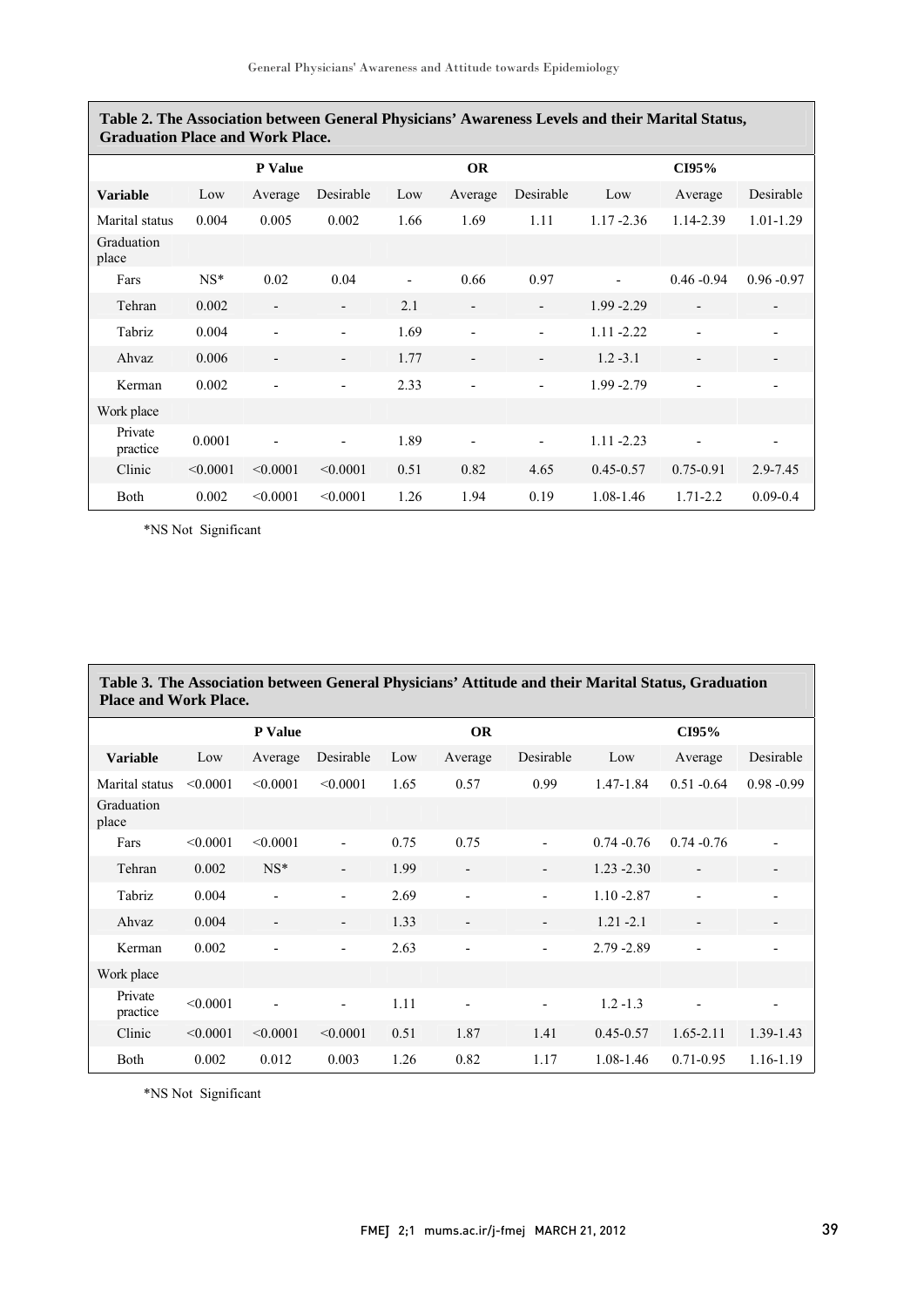**Table 2. The Association between General Physicians' Awareness Levels and their Marital Status, Graduation Place and Work Place.**

| | P Value | | | OR | | | CI95% | | |
|---|---|---|---|---|---|---|---|---|---|
| **Variable** | Low | Average | Desirable | Low | Average | Desirable | Low | Average | Desirable |
| Marital status | 0.004 | 0.005 | 0.002 | 1.66 | 1.69 | 1.11 | 1.17 -2.36 | 1.14-2.39 | 1.01-1.29 |
| Graduation place | | | | | | | | | |
| Fars | NS* | 0.02 | 0.04 | - | 0.66 | 0.97 | - | 0.46 -0.94 | 0.96 -0.97 |
| Tehran | 0.002 | - | - | 2.1 | - | - | 1.99 -2.29 | - | - |
| Tabriz | 0.004 | - | - | 1.69 | - | - | 1.11 -2.22 | - | - |
| Ahvaz | 0.006 | - | - | 1.77 | - | - | 1.2 -3.1 | - | - |
| Kerman | 0.002 | - | - | 2.33 | - | - | 1.99 -2.79 | - | - |
| Work place | | | | | | | | | |
| Private practice | 0.0001 | - | - | 1.89 | - | - | 1.11 -2.23 | - | - |
| Clinic | <0.0001 | <0.0001 | <0.0001 | 0.51 | 0.82 | 4.65 | 0.45-0.57 | 0.75-0.91 | 2.9-7.45 |
| Both | 0.002 | <0.0001 | <0.0001 | 1.26 | 1.94 | 0.19 | 1.08-1.46 | 1.71-2.2 | 0.09-0.4 |

*NS Not Significant

**Table 3. The Association between General Physicians' Attitude and their Marital Status, Graduation Place and Work Place.**

| | P Value | | | OR | | | CI95% | | |
|---|---|---|---|---|---|---|---|---|---|
| **Variable** | Low | Average | Desirable | Low | Average | Desirable | Low | Average | Desirable |
| Marital status | <0.0001 | <0.0001 | <0.0001 | 1.65 | 0.57 | 0.99 | 1.47-1.84 | 0.51 -0.64 | 0.98 -0.99 |
| Graduation place | | | | | | | | | |
| Fars | <0.0001 | <0.0001 | - | 0.75 | 0.75 | - | 0.74 -0.76 | 0.74 -0.76 | - |
| Tehran | 0.002 | NS* | - | 1.99 | - | - | 1.23 -2.30 | - | - |
| Tabriz | 0.004 | - | - | 2.69 | - | - | 1.10 -2.87 | - | - |
| Ahvaz | 0.004 | - | - | 1.33 | - | - | 1.21 -2.1 | - | - |
| Kerman | 0.002 | - | - | 2.63 | - | - | 2.79 -2.89 | - | - |
| Work place | | | | | | | | | |
| Private practice | <0.0001 | - | - | 1.11 | - | - | 1.2 -1.3 | - | - |
| Clinic | <0.0001 | <0.0001 | <0.0001 | 0.51 | 1.87 | 1.41 | 0.45-0.57 | 1.65-2.11 | 1.39-1.43 |
| Both | 0.002 | 0.012 | 0.003 | 1.26 | 0.82 | 1.17 | 1.08-1.46 | 0.71-0.95 | 1.16-1.19 |

*NS Not Significant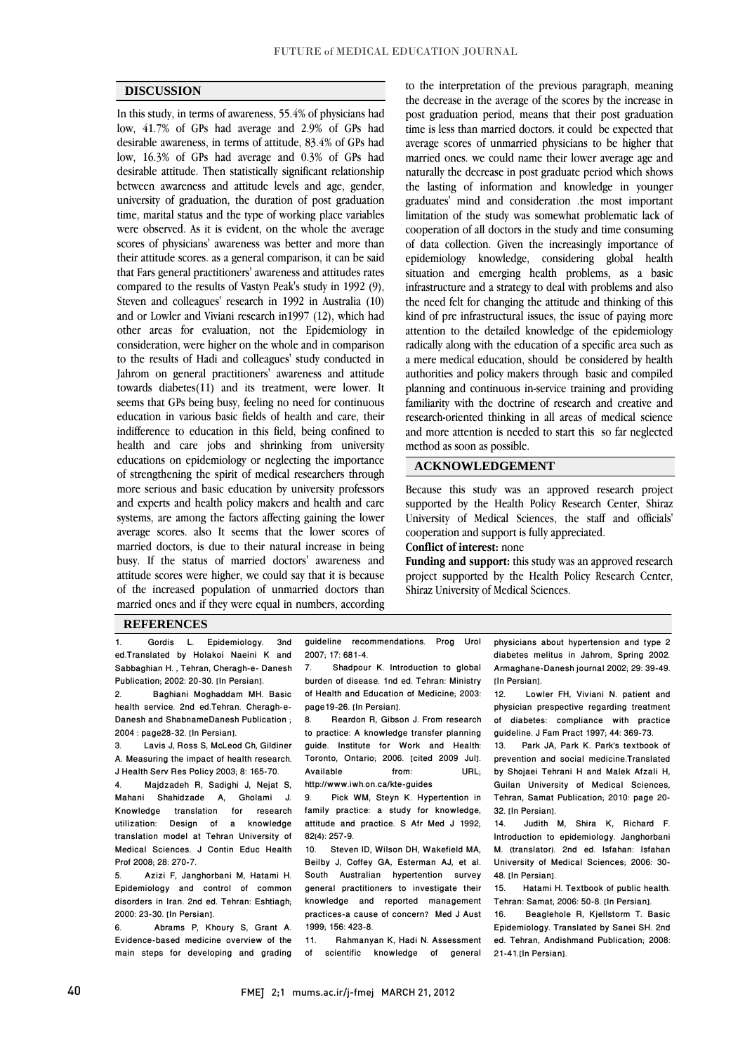## DISCUSSION

In this study, in terms of awareness, 55.4% of physicians had low, 41.7% of GPs had average and 2.9% of GPs had desirable awareness, in terms of attitude, 83.4% of GPs had low, 16.3% of GPs had average and 0.3% of GPs had desirable attitude. Then statistically significant relationship between awareness and attitude levels and age, gender, university of graduation, the duration of post graduation time, marital status and the type of working place variables were observed. As it is evident, on the whole the average scores of physicians' awareness was better and more than their attitude scores. as a general comparison, it can be said that Fars general practitioners' awareness and attitudes rates compared to the results of Vastyn Peak's study in 1992 (9), Steven and colleagues' research in 1992 in Australia (10) and or Lowler and Viviani research in1997 (12), which had other areas for evaluation, not the Epidemiology in consideration, were higher on the whole and in comparison to the results of Hadi and colleagues' study conducted in Jahrom on general practitioners' awareness and attitude towards diabetes(11) and its treatment, were lower. It seems that GPs being busy, feeling no need for continuous education in various basic fields of health and care, their indifference to education in this field, being confined to health and care jobs and shrinking from university educations on epidemiology or neglecting the importance of strengthening the spirit of medical researchers through more serious and basic education by university professors and experts and health policy makers and health and care systems, are among the factors affecting gaining the lower average scores. also It seems that the lower scores of married doctors, is due to their natural increase in being busy. If the status of married doctors' awareness and attitude scores were higher, we could say that it is because of the increased population of unmarried doctors than married ones and if they were equal in numbers, according to the interpretation of the previous paragraph, meaning the decrease in the average of the scores by the increase in post graduation period, means that their post graduation time is less than married doctors. it could be expected that average scores of unmarried physicians to be higher that married ones. we could name their lower average age and naturally the decrease in post graduate period which shows the lasting of information and knowledge in younger graduates' mind and consideration .the most important limitation of the study was somewhat problematic lack of cooperation of all doctors in the study and time consuming of data collection. Given the increasingly importance of epidemiology knowledge, considering global health situation and emerging health problems, as a basic infrastructure and a strategy to deal with problems and also the need felt for changing the attitude and thinking of this kind of pre infrastructural issues, the issue of paying more attention to the detailed knowledge of the epidemiology radically along with the education of a specific area such as a mere medical education, should be considered by health authorities and policy makers through basic and compiled planning and continuous in-service training and providing familiarity with the doctrine of research and creative and research-oriented thinking in all areas of medical science and more attention is needed to start this so far neglected method as soon as possible.

## ACKNOWLEDGEMENT

Because this study was an approved research project supported by the Health Policy Research Center, Shiraz University of Medical Sciences, the staff and officials' cooperation and support is fully appreciated.

**Conflict of interest:** none

**Funding and support:** this study was an approved research project supported by the Health Policy Research Center, Shiraz University of Medical Sciences.

## REFERENCES

1. Gordis L. Epidemiology. 3nd ed.Translated by Holakoi Naeini K and Sabbaghian H. , Tehran, Cheragh-e- Danesh Publication; 2002: 20-30. [In Persian].
2. Baghiani Moghaddam MH. Basic health service. 2nd ed.Tehran. Cheragh-e-Danesh and ShabnameDanesh Publication ; 2004 : page28-32. [In Persian].
3. Lavis J, Ross S, McLeod Ch, Gildiner A. Measuring the impact of health research. J Health Serv Res Policy 2003; 8: 165-70.
4. Majdzadeh R, Sadighi J, Nejat S, Mahani Shahidzade A, Gholami J. Knowledge translation for research utilization: Design of a knowledge translation model at Tehran University of Medical Sciences. J Contin Educ Health Prof 2008; 28: 270-7.
5. Azizi F, Janghorbani M, Hatami H. Epidemiology and control of common disorders in Iran. 2nd ed. Tehran: Eshtiagh; 2000: 23-30. [In Persian].
6. Abrams P, Khoury S, Grant A. Evidence-based medicine overview of the main steps for developing and grading guideline recommendations. Prog Urol 2007; 17: 681-4.
7. Shadpour K. Introduction to global burden of disease. 1nd ed. Tehran: Ministry of Health and Education of Medicine; 2003: page19-26. [In Persian].
8. Reardon R, Gibson J. From research to practice: A knowledge transfer planning guide. Institute for Work and Health: Toronto, Ontario; 2006. [cited 2009 Jul]. Available from: URL; http://www.iwh.on.ca/kte-guides
9. Pick WM, Steyn K. Hypertention in family practice: a study for knowledge, attitude and practice. S Afr Med J 1992; 82(4): 257-9.
10. Steven ID, Wilson DH, Wakefield MA, Beilby J, Coffey GA, Esterman AJ, et al. South Australian hypertention survey general practitioners to investigate their knowledge and reported management practices-a cause of concern? Med J Aust 1999; 156: 423-8.
11. Rahmanyan K, Hadi N. Assessment of scientific knowledge of general physicians about hypertension and type 2 diabetes melitus in Jahrom, Spring 2002. Armaghane-Danesh journal 2002; 29: 39-49. [In Persian].
12. Lowler FH, Viviani N. patient and physician prespective regarding treatment of diabetes: compliance with practice guideline. J Fam Pract 1997; 44: 369-73.
13. Park JA, Park K. Park's textbook of prevention and social medicine.Translated by Shojaei Tehrani H and Malek Afzali H, Guilan University of Medical Sciences, Tehran, Samat Publication; 2010: page 20-32. [In Persian].
14. Judith M, Shira K, Richard F. Introduction to epidemiology. Janghorbani M. (translator). 2nd ed. Isfahan: Isfahan University of Medical Sciences; 2006: 30-48. [In Persian].
15. Hatami H. Textbook of public health. Tehran: Samat; 2006: 50-8. [In Persian].
16. Beaglehole R, Kjellstorm T. Basic Epidemiology. Translated by Sanei SH. 2nd ed. Tehran, Andishmand Publication; 2008: 21-41.[In Persian].